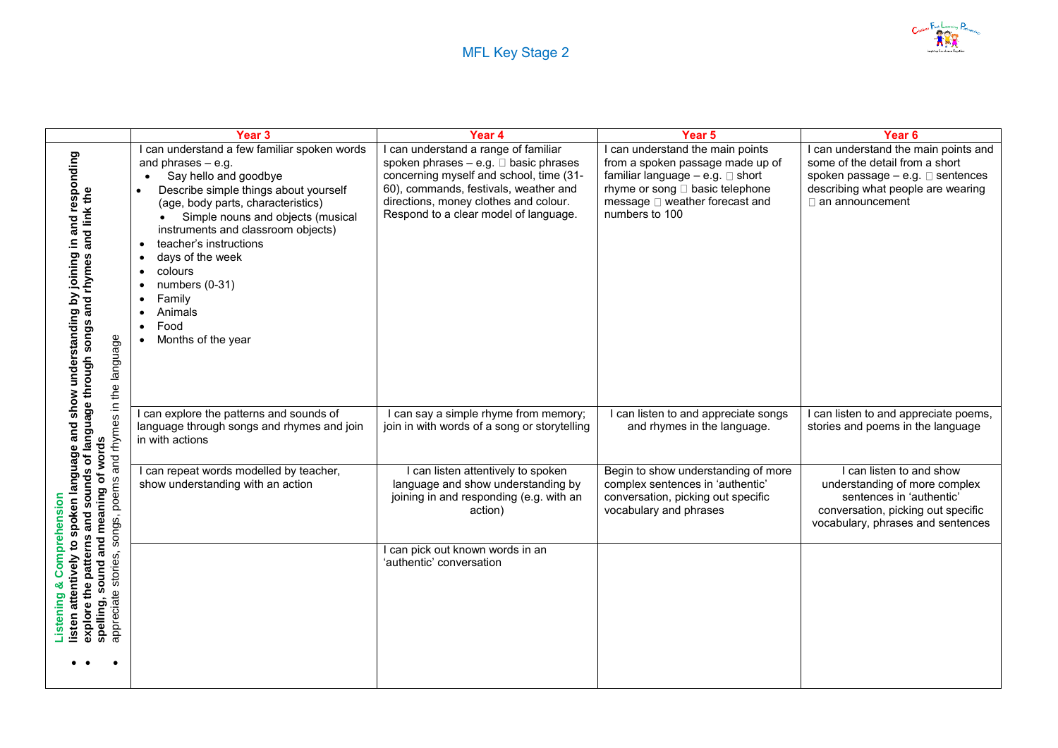# MFL Key Stage 2

| | Year 3 | Year 4 | Year 5 | Year 6 |
|---|---|---|---|---|
| **Listening & Comprehension**<br>• **listen attentively to spoken language and show understanding by joining in and responding**<br>• **explore the patterns and sounds of language through songs and rhymes and link the spelling, sound and meaning of words**<br>• appreciate stories, songs, poems and rhymes in the language | I can understand a few familiar spoken words and phrases – e.g.<br>• Say hello and goodbye<br>• Describe simple things about yourself (age, body parts, characteristics)<br>• Simple nouns and objects (musical instruments and classroom objects)<br>• teacher's instructions<br>• days of the week<br>• colours<br>• numbers (0-31)<br>• Family<br>• Animals<br>• Food<br>• Months of the year | I can understand a range of familiar spoken phrases – e.g.  basic phrases concerning myself and school, time (31-60), commands, festivals, weather and directions, money clothes and colour. Respond to a clear model of language. | I can understand the main points from a spoken passage made up of familiar language – e.g.  short rhyme or song  basic telephone message  weather forecast and numbers to 100 | I can understand the main points and some of the detail from a short spoken passage – e.g.  sentences describing what people are wearing  an announcement |
| | I can explore the patterns and sounds of language through songs and rhymes and join in with actions | I can say a simple rhyme from memory; join in with words of a song or storytelling | I can listen to and appreciate songs and rhymes in the language. | I can listen to and appreciate poems, stories and poems in the language |
| | I can repeat words modelled by teacher, show understanding with an action | I can listen attentively to spoken language and show understanding by joining in and responding (e.g. with an action) | Begin to show understanding of more complex sentences in 'authentic' conversation, picking out specific vocabulary and phrases | I can listen to and show understanding of more complex sentences in 'authentic' conversation, picking out specific vocabulary, phrases and sentences |
| | | I can pick out known words in an 'authentic' conversation | | |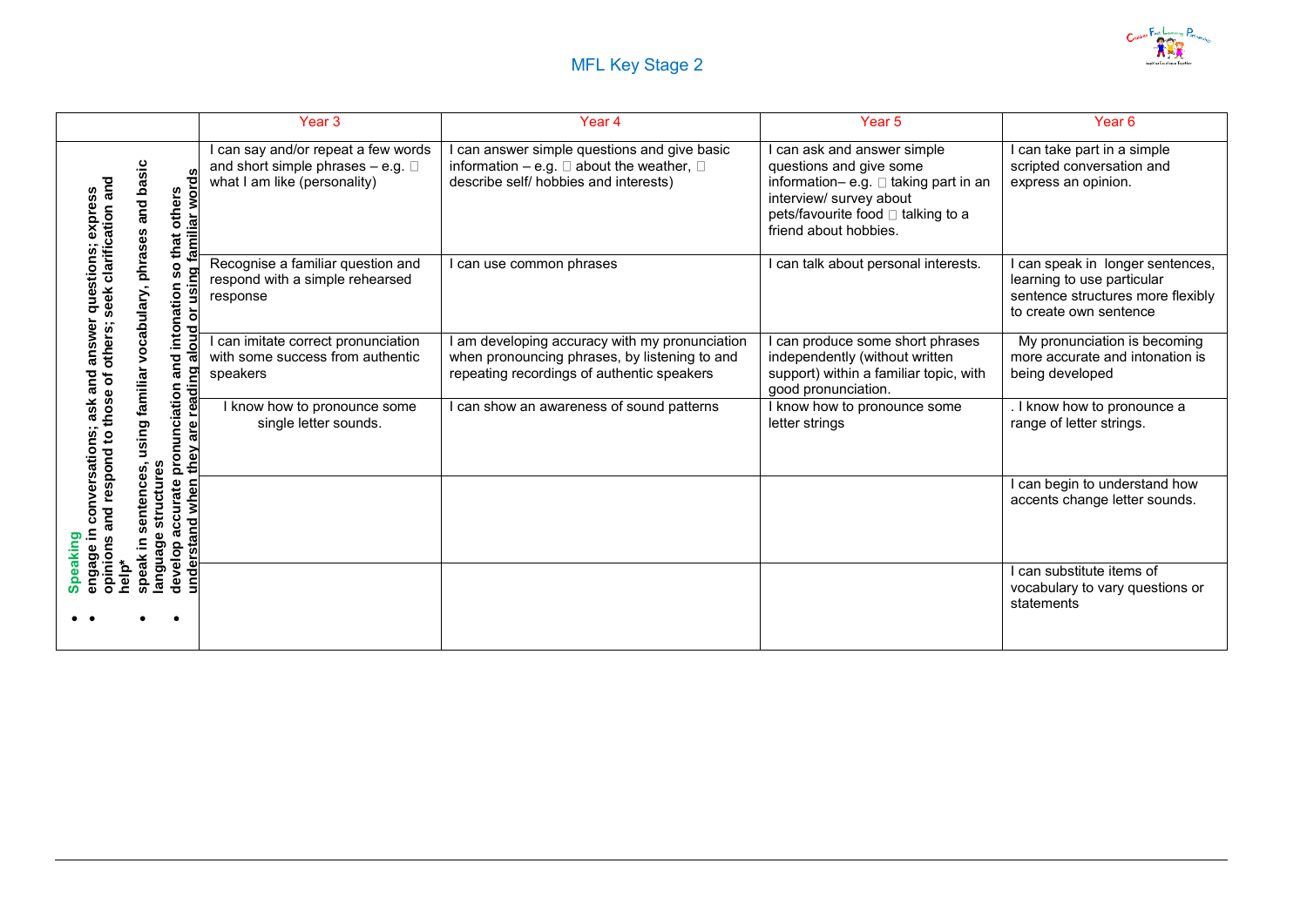## MFL Key Stage 2

| | Year 3 | Year 4 | Year 5 | Year 6 |
|---|---|---|---|---|
| **Speaking**<br>• **engage in conversations; ask and answer questions; express opinions and respond to those of others; seek clarification and help***<br>• **speak in sentences, using familiar vocabulary, phrases and basic language structures**<br>• **develop accurate pronunciation and intonation so that others understand when they are reading aloud or using familiar words** | I can say and/or repeat a few words and short simple phrases – e.g.  what I am like (personality) | I can answer simple questions and give basic information – e.g.  about the weather,  describe self/ hobbies and interests) | I can ask and answer simple questions and give some information– e.g.  taking part in an interview/ survey about pets/favourite food  talking to a friend about hobbies. | I can take part in a simple scripted conversation and express an opinion. |
| | Recognise a familiar question and respond with a simple rehearsed response | I can use common phrases | I can talk about personal interests. | I can speak in longer sentences, learning to use particular sentence structures more flexibly to create own sentence |
| | I can imitate correct pronunciation with some success from authentic speakers | I am developing accuracy with my pronunciation when pronouncing phrases, by listening to and repeating recordings of authentic speakers | I can produce some short phrases independently (without written support) within a familiar topic, with good pronunciation. | My pronunciation is becoming more accurate and intonation is being developed |
| | I know how to pronounce some single letter sounds. | I can show an awareness of sound patterns | I know how to pronounce some letter strings | . I know how to pronounce a range of letter strings. |
| | | | | I can begin to understand how accents change letter sounds. |
| | | | | I can substitute items of vocabulary to vary questions or statements |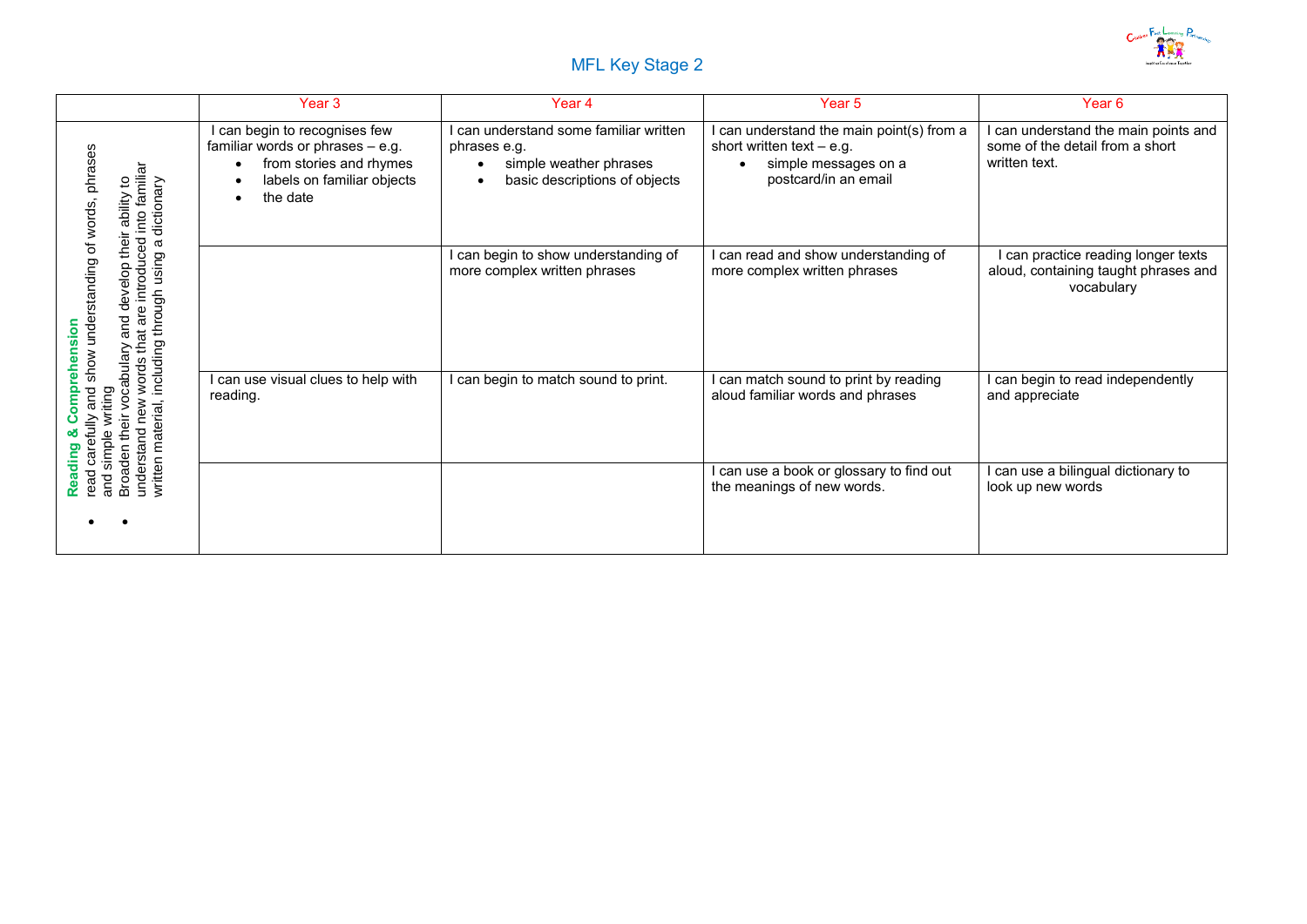## MFL Key Stage 2

| | Year 3 | Year 4 | Year 5 | Year 6 |
|---|---|---|---|---|
| **Reading & Comprehension**<br>• read carefully and show understanding of words, phrases and simple writing<br>• Broaden their vocabulary and develop their ability to understand new words that are introduced into familiar written material, including through using a dictionary | I can begin to recognises few familiar words or phrases – e.g.<br>• from stories and rhymes<br>• labels on familiar objects<br>• the date | I can understand some familiar written phrases e.g.<br>• simple weather phrases<br>• basic descriptions of objects | I can understand the main point(s) from a short written text – e.g.<br>• simple messages on a postcard/in an email | I can understand the main points and some of the detail from a short written text. |
| | | I can begin to show understanding of more complex written phrases | I can read and show understanding of more complex written phrases | I can practice reading longer texts aloud, containing taught phrases and vocabulary |
| | I can use visual clues to help with reading. | I can begin to match sound to print. | I can match sound to print by reading aloud familiar words and phrases | I can begin to read independently and appreciate |
| | | | I can use a book or glossary to find out the meanings of new words. | I can use a bilingual dictionary to look up new words |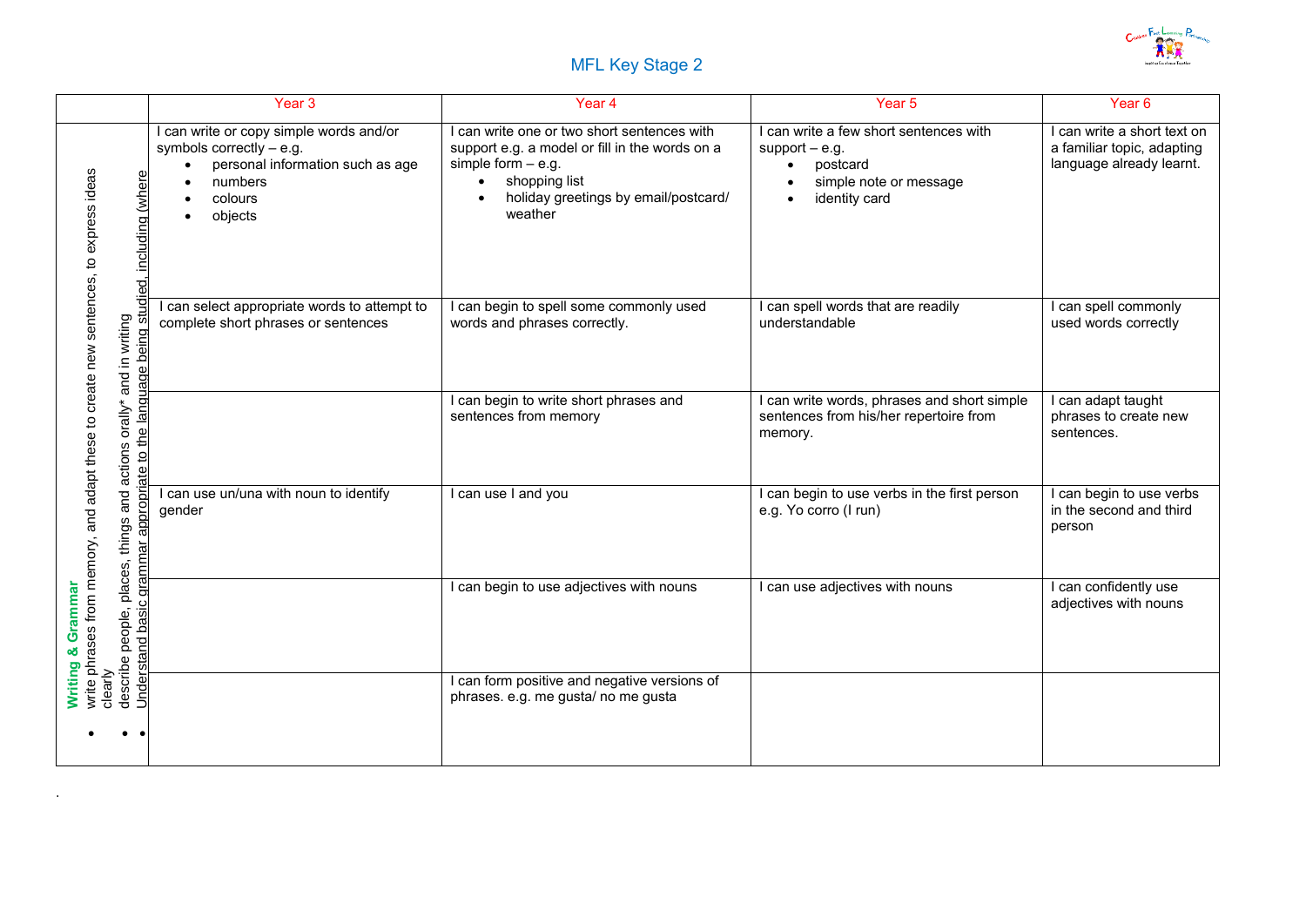# MFL Key Stage 2

| | Year 3 | Year 4 | Year 5 | Year 6 |
|---|---|---|---|---|
| **Writing & Grammar**<br>• write phrases from memory, and adapt these to create new sentences, to express ideas clearly<br>• describe people, places, things and actions orally* and in writing<br>• Understand basic grammar appropriate to the language being studied, including (where | I can write or copy simple words and/or symbols correctly – e.g.<br>• personal information such as age<br>• numbers<br>• colours<br>• objects | I can write one or two short sentences with support e.g. a model or fill in the words on a simple form – e.g.<br>• shopping list<br>• holiday greetings by email/postcard/ weather | I can write a few short sentences with support – e.g.<br>• postcard<br>• simple note or message<br>• identity card | I can write a short text on a familiar topic, adapting language already learnt. |
| | I can select appropriate words to attempt to complete short phrases or sentences | I can begin to spell some commonly used words and phrases correctly. | I can spell words that are readily understandable | I can spell commonly used words correctly |
| | | I can begin to write short phrases and sentences from memory | I can write words, phrases and short simple sentences from his/her repertoire from memory. | I can adapt taught phrases to create new sentences. |
| | I can use un/una with noun to identify gender | I can use I and you | I can begin to use verbs in the first person e.g. Yo corro (I run) | I can begin to use verbs in the second and third person |
| | | I can begin to use adjectives with nouns | I can use adjectives with nouns | I can confidently use adjectives with nouns |
| | | I can form positive and negative versions of phrases. e.g. me gusta/ no me gusta | | |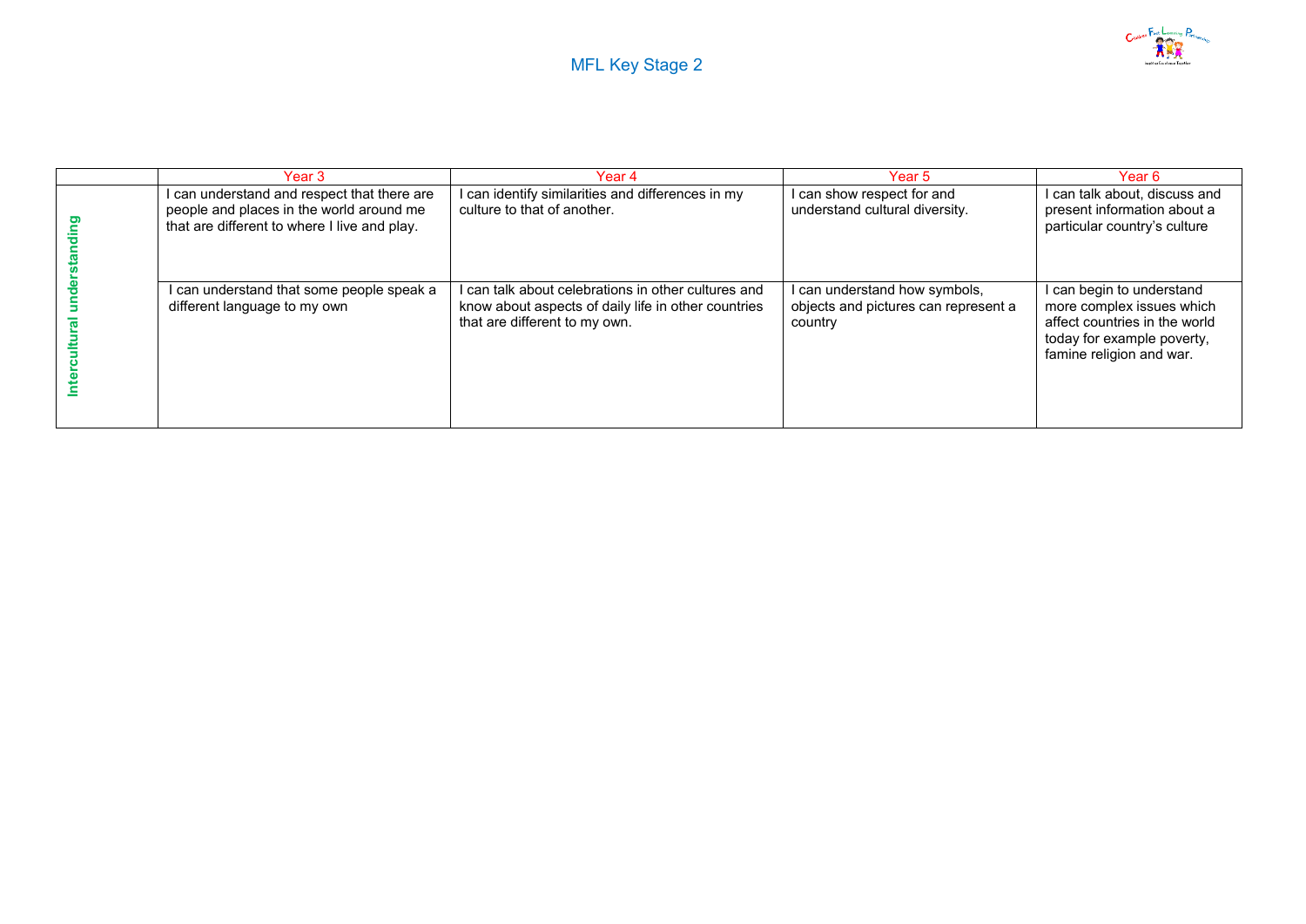# MFL Key Stage 2

| | Year 3 | Year 4 | Year 5 | Year 6 |
|---|---|---|---|---|
| Intercultural understanding | I can understand and respect that there are people and places in the world around me that are different to where I live and play. | I can identify similarities and differences in my culture to that of another. | I can show respect for and understand cultural diversity. | I can talk about, discuss and present information about a particular country's culture |
| | I can understand that some people speak a different language to my own | I can talk about celebrations in other cultures and know about aspects of daily life in other countries that are different to my own. | I can understand how symbols, objects and pictures can represent a country | I can begin to understand more complex issues which affect countries in the world today for example poverty, famine religion and war. |